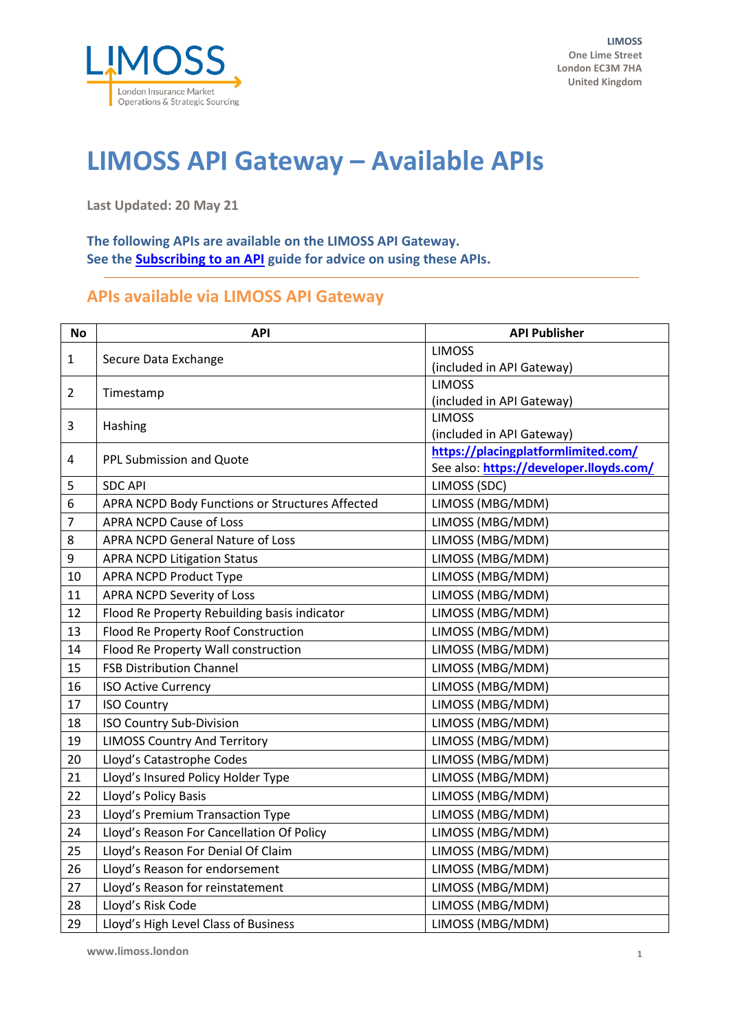LIMOSS
One Lime Street
London EC3M 7HA
United Kingdom

# LIMOSS API Gateway – Available APIs

**Last Updated: 20 May 21**

**The following APIs are available on the LIMOSS API Gateway.**
**See the [Subscribing to an API]() guide for advice on using these APIs.**

## APIs available via LIMOSS API Gateway

| No | API | API Publisher |
|---|---|---|
| 1 | Secure Data Exchange | LIMOSS (included in API Gateway) |
| 2 | Timestamp | LIMOSS (included in API Gateway) |
| 3 | Hashing | LIMOSS (included in API Gateway) |
| 4 | PPL Submission and Quote | [https://placingplatformlimited.com/](https://placingplatformlimited.com/) See also: [https://developer.lloyds.com/](https://developer.lloyds.com/) |
| 5 | SDC API | LIMOSS (SDC) |
| 6 | APRA NCPD Body Functions or Structures Affected | LIMOSS (MBG/MDM) |
| 7 | APRA NCPD Cause of Loss | LIMOSS (MBG/MDM) |
| 8 | APRA NCPD General Nature of Loss | LIMOSS (MBG/MDM) |
| 9 | APRA NCPD Litigation Status | LIMOSS (MBG/MDM) |
| 10 | APRA NCPD Product Type | LIMOSS (MBG/MDM) |
| 11 | APRA NCPD Severity of Loss | LIMOSS (MBG/MDM) |
| 12 | Flood Re Property Rebuilding basis indicator | LIMOSS (MBG/MDM) |
| 13 | Flood Re Property Roof Construction | LIMOSS (MBG/MDM) |
| 14 | Flood Re Property Wall construction | LIMOSS (MBG/MDM) |
| 15 | FSB Distribution Channel | LIMOSS (MBG/MDM) |
| 16 | ISO Active Currency | LIMOSS (MBG/MDM) |
| 17 | ISO Country | LIMOSS (MBG/MDM) |
| 18 | ISO Country Sub-Division | LIMOSS (MBG/MDM) |
| 19 | LIMOSS Country And Territory | LIMOSS (MBG/MDM) |
| 20 | Lloyd's Catastrophe Codes | LIMOSS (MBG/MDM) |
| 21 | Lloyd's Insured Policy Holder Type | LIMOSS (MBG/MDM) |
| 22 | Lloyd's Policy Basis | LIMOSS (MBG/MDM) |
| 23 | Lloyd's Premium Transaction Type | LIMOSS (MBG/MDM) |
| 24 | Lloyd's Reason For Cancellation Of Policy | LIMOSS (MBG/MDM) |
| 25 | Lloyd's Reason For Denial Of Claim | LIMOSS (MBG/MDM) |
| 26 | Lloyd's Reason for endorsement | LIMOSS (MBG/MDM) |
| 27 | Lloyd's Reason for reinstatement | LIMOSS (MBG/MDM) |
| 28 | Lloyd's Risk Code | LIMOSS (MBG/MDM) |
| 29 | Lloyd's High Level Class of Business | LIMOSS (MBG/MDM) |

www.limoss.london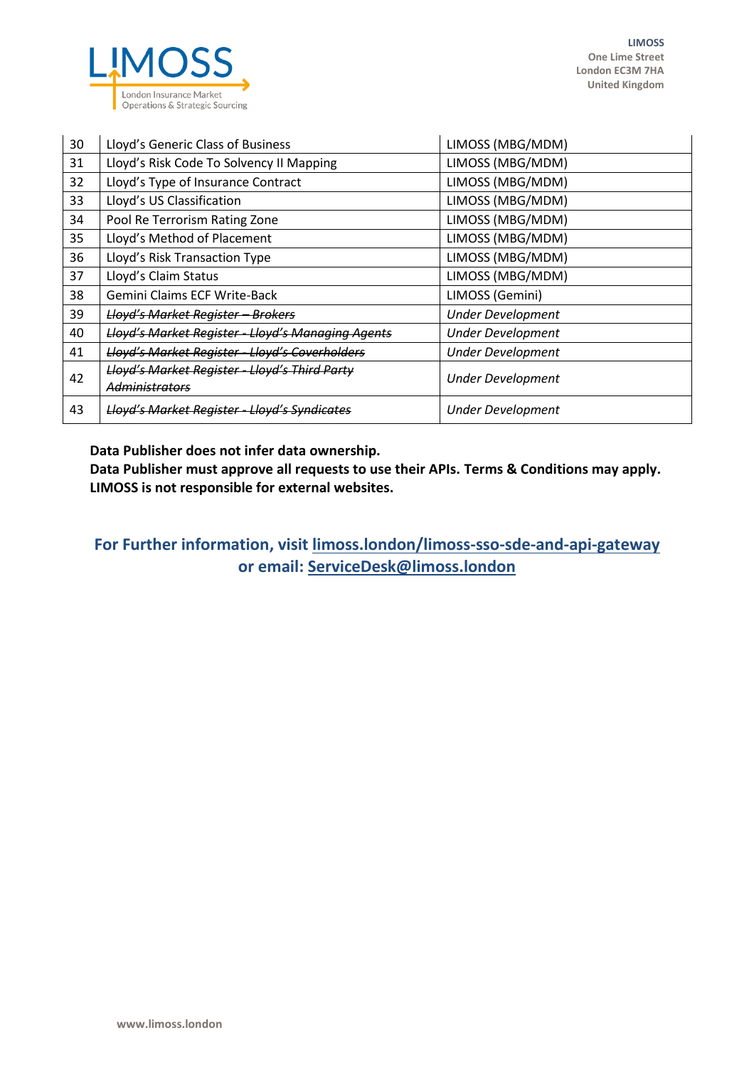| | | |
|---|---|---|
| 30 | Lloyd's Generic Class of Business | LIMOSS (MBG/MDM) |
| 31 | Lloyd's Risk Code To Solvency II Mapping | LIMOSS (MBG/MDM) |
| 32 | Lloyd's Type of Insurance Contract | LIMOSS (MBG/MDM) |
| 33 | Lloyd's US Classification | LIMOSS (MBG/MDM) |
| 34 | Pool Re Terrorism Rating Zone | LIMOSS (MBG/MDM) |
| 35 | Lloyd's Method of Placement | LIMOSS (MBG/MDM) |
| 36 | Lloyd's Risk Transaction Type | LIMOSS (MBG/MDM) |
| 37 | Lloyd's Claim Status | LIMOSS (MBG/MDM) |
| 38 | Gemini Claims ECF Write-Back | LIMOSS (Gemini) |
| 39 | ~~*Lloyd's Market Register – Brokers*~~ | *Under Development* |
| 40 | ~~*Lloyd's Market Register - Lloyd's Managing Agents*~~ | *Under Development* |
| 41 | ~~*Lloyd's Market Register - Lloyd's Coverholders*~~ | *Under Development* |
| 42 | ~~*Lloyd's Market Register - Lloyd's Third Party Administrators*~~ | *Under Development* |
| 43 | ~~*Lloyd's Market Register - Lloyd's Syndicates*~~ | *Under Development* |

**Data Publisher does not infer data ownership.**
**Data Publisher must approve all requests to use their APIs. Terms & Conditions may apply.**
**LIMOSS is not responsible for external websites.**

**For Further information, visit limoss.london/limoss-sso-sde-and-api-gateway or email: ServiceDesk@limoss.london**